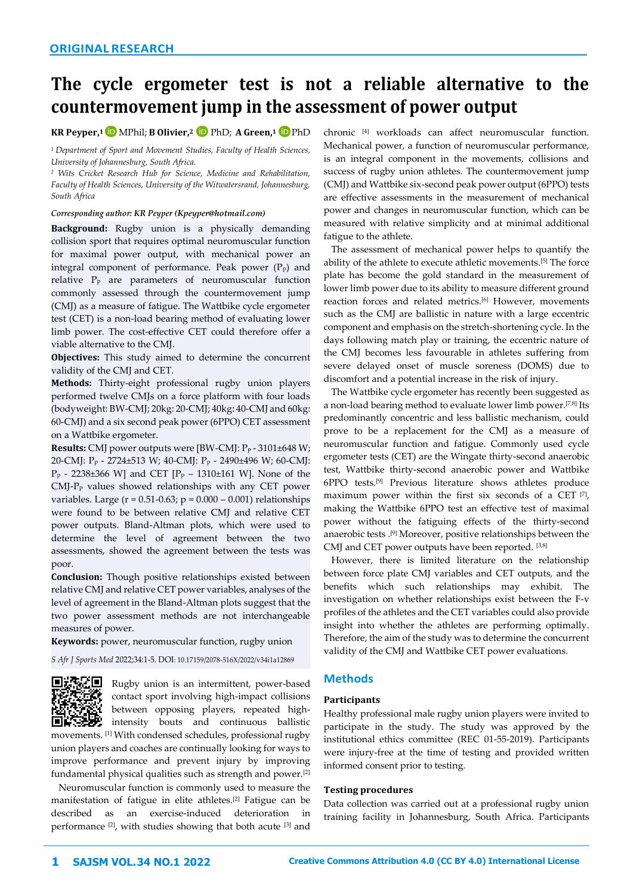ORIGINAL RESEARCH

# The cycle ergometer test is not a reliable alternative to the countermovement jump in the assessment of power output

**KR Peyper,**[1] MPhil; **B Olivier,**[2] PhD; **A Green,**[1] PhD

[1] *Department of Sport and Movement Studies, Faculty of Health Sciences, University of Johannesburg, South Africa.*

[2] *Wits Cricket Research Hub for Science, Medicine and Rehabilitation, Faculty of Health Sciences, University of the Witwatersrand, Johannesburg, South Africa*

***Corresponding author: KR Peyper (Kpeyper@hotmail.com)***

**Background:** Rugby union is a physically demanding collision sport that requires optimal neuromuscular function for maximal power output, with mechanical power an integral component of performance. Peak power ($P_P$) and relative $P_P$ are parameters of neuromuscular function commonly assessed through the countermovement jump (CMJ) as a measure of fatigue. The Wattbike cycle ergometer test (CET) is a non-load bearing method of evaluating lower limb power. The cost-effective CET could therefore offer a viable alternative to the CMJ.

**Objectives:** This study aimed to determine the concurrent validity of the CMJ and CET.

**Methods:** Thirty-eight professional rugby union players performed twelve CMJs on a force platform with four loads (bodyweight: BW-CMJ; 20kg: 20-CMJ; 40kg: 40-CMJ and 60kg: 60-CMJ) and a six second peak power (6PPO) CET assessment on a Wattbike ergometer.

**Results:** CMJ power outputs were [BW-CMJ: $P_P$ - 3101±648 W; 20-CMJ: $P_P$ - 2724±513 W; 40-CMJ: $P_P$ - 2490±496 W; 60-CMJ: $P_P$ - 2238±366 W] and CET [$P_P$ – 1310±161 W]. None of the CMJ-$P_P$ values showed relationships with any CET power variables. Large ($r$ = 0.51-0.63; $p$ = 0.000 – 0.001) relationships were found to be between relative CMJ and relative CET power outputs. Bland-Altman plots, which were used to determine the level of agreement between the two assessments, showed the agreement between the tests was poor.

**Conclusion:** Though positive relationships existed between relative CMJ and relative CET power variables, analyses of the level of agreement in the Bland-Altman plots suggest that the two power assessment methods are not interchangeable measures of power.

**Keywords:** power, neuromuscular function, rugby union

*S Afr J Sports Med* 2022;34:1-5. DOI: 10.17159/2078-516X/2022/v34i1a12869

Rugby union is an intermittent, power-based contact sport involving high-impact collisions between opposing players, repeated high-intensity bouts and continuous ballistic movements. [1] With condensed schedules, professional rugby union players and coaches are continually looking for ways to improve performance and prevent injury by improving fundamental physical qualities such as strength and power.[2]

Neuromuscular function is commonly used to measure the manifestation of fatigue in elite athletes.[2] Fatigue can be described as an exercise-induced deterioration in performance [2], with studies showing that both acute [3] and chronic [4] workloads can affect neuromuscular function. Mechanical power, a function of neuromuscular performance, is an integral component in the movements, collisions and success of rugby union athletes. The countermovement jump (CMJ) and Wattbike six-second peak power output (6PPO) tests are effective assessments in the measurement of mechanical power and changes in neuromuscular function, which can be measured with relative simplicity and at minimal additional fatigue to the athlete.

The assessment of mechanical power helps to quantify the ability of the athlete to execute athletic movements.[5] The force plate has become the gold standard in the measurement of lower limb power due to its ability to measure different ground reaction forces and related metrics.[6] However, movements such as the CMJ are ballistic in nature with a large eccentric component and emphasis on the stretch-shortening cycle. In the days following match play or training, the eccentric nature of the CMJ becomes less favourable in athletes suffering from severe delayed onset of muscle soreness (DOMS) due to discomfort and a potential increase in the risk of injury.

The Wattbike cycle ergometer has recently been suggested as a non-load bearing method to evaluate lower limb power.[7,8] Its predominantly concentric and less ballistic mechanism, could prove to be a replacement for the CMJ as a measure of neuromuscular function and fatigue. Commonly used cycle ergometer tests (CET) are the Wingate thirty-second anaerobic test, Wattbike thirty-second anaerobic power and Wattbike 6PPO tests.[9] Previous literature shows athletes produce maximum power within the first six seconds of a CET [7], making the Wattbike 6PPO test an effective test of maximal power without the fatiguing effects of the thirty-second anaerobic tests .[9] Moreover, positive relationships between the CMJ and CET power outputs have been reported. [3,8]

However, there is limited literature on the relationship between force plate CMJ variables and CET outputs, and the benefits which such relationships may exhibit. The investigation on whether relationships exist between the F-v profiles of the athletes and the CET variables could also provide insight into whether the athletes are performing optimally. Therefore, the aim of the study was to determine the concurrent validity of the CMJ and Wattbike CET power evaluations.

## Methods

### Participants

Healthy professional male rugby union players were invited to participate in the study. The study was approved by the institutional ethics committee (REC 01-55-2019). Participants were injury-free at the time of testing and provided written informed consent prior to testing.

### Testing procedures

Data collection was carried out at a professional rugby union training facility in Johannesburg, South Africa. Participants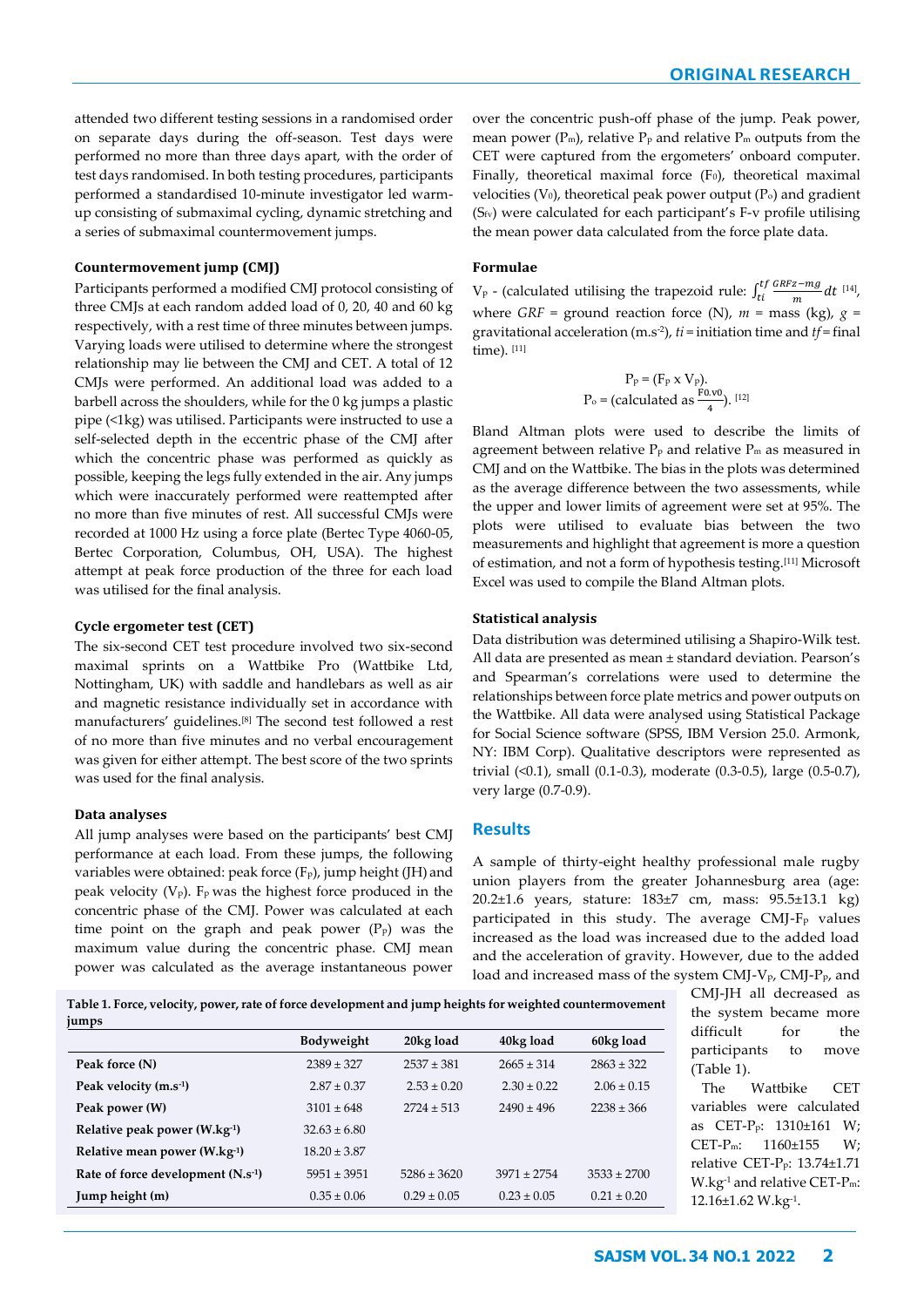attended two different testing sessions in a randomised order on separate days during the off-season. Test days were performed no more than three days apart, with the order of test days randomised. In both testing procedures, participants performed a standardised 10-minute investigator led warm-up consisting of submaximal cycling, dynamic stretching and a series of submaximal countermovement jumps.

#### Countermovement jump (CMJ)

Participants performed a modified CMJ protocol consisting of three CMJs at each random added load of 0, 20, 40 and 60 kg respectively, with a rest time of three minutes between jumps. Varying loads were utilised to determine where the strongest relationship may lie between the CMJ and CET. A total of 12 CMJs were performed. An additional load was added to a barbell across the shoulders, while for the 0 kg jumps a plastic pipe (<1kg) was utilised. Participants were instructed to use a self-selected depth in the eccentric phase of the CMJ after which the concentric phase was performed as quickly as possible, keeping the legs fully extended in the air. Any jumps which were inaccurately performed were reattempted after no more than five minutes of rest. All successful CMJs were recorded at 1000 Hz using a force plate (Bertec Type 4060-05, Bertec Corporation, Columbus, OH, USA). The highest attempt at peak force production of the three for each load was utilised for the final analysis.

#### Cycle ergometer test (CET)

The six-second CET test procedure involved two six-second maximal sprints on a Wattbike Pro (Wattbike Ltd, Nottingham, UK) with saddle and handlebars as well as air and magnetic resistance individually set in accordance with manufacturers' guidelines.[8] The second test followed a rest of no more than five minutes and no verbal encouragement was given for either attempt. The best score of the two sprints was used for the final analysis.

#### Data analyses

All jump analyses were based on the participants' best CMJ performance at each load. From these jumps, the following variables were obtained: peak force ($F_P$), jump height (JH) and peak velocity ($V_P$). $F_P$ was the highest force produced in the concentric phase of the CMJ. Power was calculated at each time point on the graph and peak power ($P_P$) was the maximum value during the concentric phase. CMJ mean power was calculated as the average instantaneous power over the concentric push-off phase of the jump. Peak power, mean power ($P_m$), relative $P_P$ and relative $P_m$ outputs from the CET were captured from the ergometers' onboard computer. Finally, theoretical maximal force ($F_0$), theoretical maximal velocities ($V_0$), theoretical peak power output ($P_o$) and gradient ($S_{fv}$) were calculated for each participant's F-v profile utilising the mean power data calculated from the force plate data.

#### Formulae

$V_P$ - (calculated utilising the trapezoid rule: $\int_{ti}^{tf} \frac{GRFz-mg}{m} dt$ [14], where $GRF$ = ground reaction force (N), $m$ = mass (kg), $g$ = gravitational acceleration (m.s$^{-2}$), $ti$ = initiation time and $tf$ = final time). [11]

$$P_P = (F_P \times V_P).$$

$$P_o = (\text{calculated as } \frac{F0.v0}{4}).$$ [12]

Bland Altman plots were used to describe the limits of agreement between relative $P_P$ and relative $P_m$ as measured in CMJ and on the Wattbike. The bias in the plots was determined as the average difference between the two assessments, while the upper and lower limits of agreement were set at 95%. The plots were utilised to evaluate bias between the two measurements and highlight that agreement is more a question of estimation, and not a form of hypothesis testing.[11] Microsoft Excel was used to compile the Bland Altman plots.

#### Statistical analysis

Data distribution was determined utilising a Shapiro-Wilk test. All data are presented as mean ± standard deviation. Pearson's and Spearman's correlations were used to determine the relationships between force plate metrics and power outputs on the Wattbike. All data were analysed using Statistical Package for Social Science software (SPSS, IBM Version 25.0. Armonk, NY: IBM Corp). Qualitative descriptors were represented as trivial (<0.1), small (0.1-0.3), moderate (0.3-0.5), large (0.5-0.7), very large (0.7-0.9).

## Results

A sample of thirty-eight healthy professional male rugby union players from the greater Johannesburg area (age: 20.2±1.6 years, stature: 183±7 cm, mass: 95.5±13.1 kg) participated in this study. The average CMJ-$F_P$ values increased as the load was increased due to the added load and the acceleration of gravity. However, due to the added load and increased mass of the system CMJ-$V_P$, CMJ-$P_P$, and CMJ-JH all decreased as the system became more difficult for the participants to move (Table 1).

**Table 1. Force, velocity, power, rate of force development and jump heights for weighted countermovement jumps**

| | Bodyweight | 20kg load | 40kg load | 60kg load |
|---|---|---|---|---|
| **Peak force (N)** | 2389 ± 327 | 2537 ± 381 | 2665 ± 314 | 2863 ± 322 |
| **Peak velocity (m.s$^{-1}$)** | 2.87 ± 0.37 | 2.53 ± 0.20 | 2.30 ± 0.22 | 2.06 ± 0.15 |
| **Peak power (W)** | 3101 ± 648 | 2724 ± 513 | 2490 ± 496 | 2238 ± 366 |
| **Relative peak power (W.kg$^{-1}$)** | 32.63 ± 6.80 | | | |
| **Relative mean power (W.kg$^{-1}$)** | 18.20 ± 3.87 | | | |
| **Rate of force development (N.s$^{-1}$)** | 5951 ± 3951 | 5286 ± 3620 | 3971 ± 2754 | 3533 ± 2700 |
| **Jump height (m)** | 0.35 ± 0.06 | 0.29 ± 0.05 | 0.23 ± 0.05 | 0.21 ± 0.20 |

The Wattbike CET variables were calculated as CET-$P_P$: 1310±161 W; CET-$P_m$: 1160±155 W; relative CET-$P_P$: 13.74±1.71 W.kg$^{-1}$ and relative CET-$P_m$: 12.16±1.62 W.kg$^{-1}$.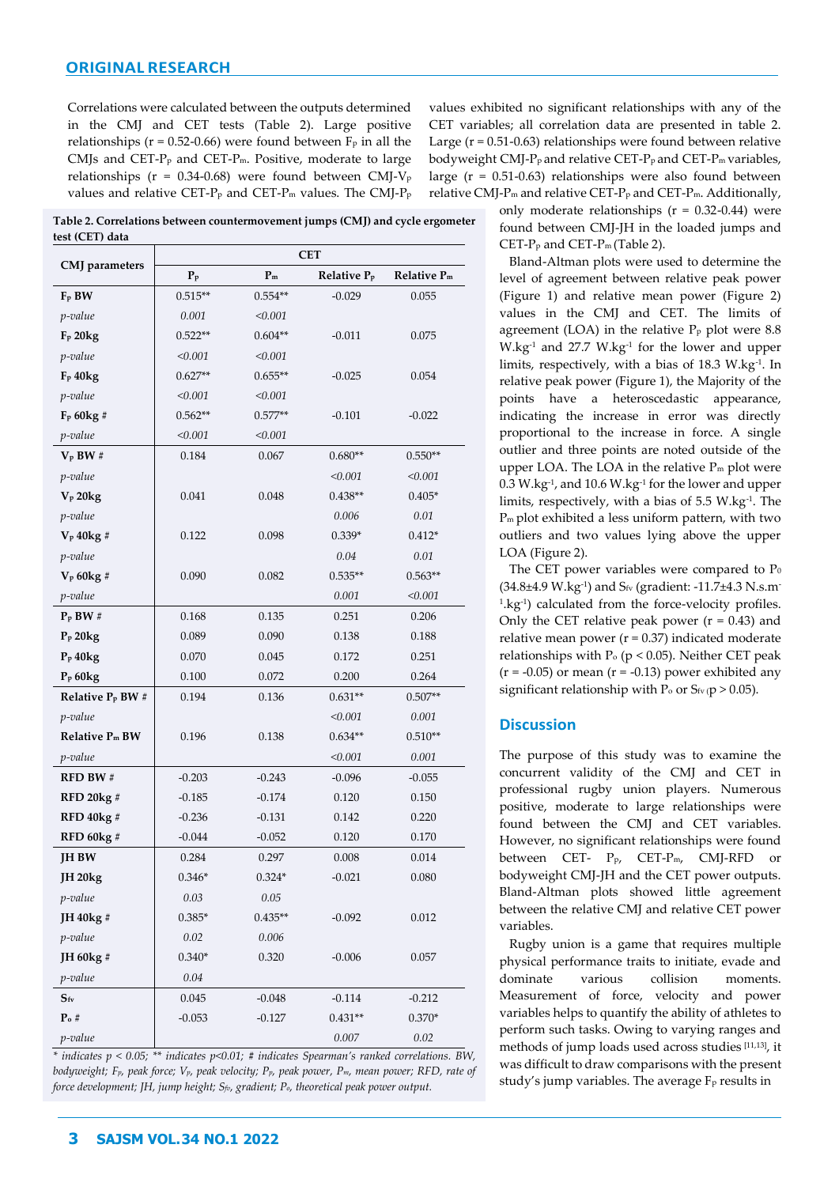Correlations were calculated between the outputs determined in the CMJ and CET tests (Table 2). Large positive relationships (r = 0.52-0.66) were found between $F_P$ in all the CMJs and CET-$P_P$ and CET-$P_m$. Positive, moderate to large relationships (r = 0.34-0.68) were found between CMJ-$V_P$ values and relative CET-$P_P$ and CET-$P_m$ values. The CMJ-$P_P$ values exhibited no significant relationships with any of the CET variables; all correlation data are presented in table 2. Large (r = 0.51-0.63) relationships were found between relative bodyweight CMJ-$P_P$ and relative CET-$P_P$ and CET-$P_m$ variables, large (r = 0.51-0.63) relationships were also found between relative CMJ-$P_m$ and relative CET-$P_P$ and CET-$P_m$. Additionally, only moderate relationships (r = 0.32-0.44) were found between CMJ-JH in the loaded jumps and CET-$P_P$ and CET-$P_m$ (Table 2).

**Table 2. Correlations between countermovement jumps (CMJ) and cycle ergometer test (CET) data**

| CMJ parameters | CET | | | |
|---|---|---|---|---|
| | $P_P$ | $P_m$ | Relative $P_P$ | Relative $P_m$ |
| **$F_P$ BW** | 0.515** | 0.554** | -0.029 | 0.055 |
| *p-value* | *0.001* | *<0.001* | | |
| **$F_P$ 20kg** | 0.522** | 0.604** | -0.011 | 0.075 |
| *p-value* | *<0.001* | *<0.001* | | |
| **$F_P$ 40kg** | 0.627** | 0.655** | -0.025 | 0.054 |
| *p-value* | *<0.001* | *<0.001* | | |
| **$F_P$ 60kg #** | 0.562** | 0.577** | -0.101 | -0.022 |
| *p-value* | *<0.001* | *<0.001* | | |
| **$V_P$ BW #** | 0.184 | 0.067 | 0.680** | 0.550** |
| *p-value* | | | *<0.001* | *<0.001* |
| **$V_P$ 20kg** | 0.041 | 0.048 | 0.438** | 0.405* |
| *p-value* | | | *0.006* | *0.01* |
| **$V_P$ 40kg #** | 0.122 | 0.098 | 0.339* | 0.412* |
| *p-value* | | | *0.04* | *0.01* |
| **$V_P$ 60kg #** | 0.090 | 0.082 | 0.535** | 0.563** |
| *p-value* | | | *0.001* | *<0.001* |
| **$P_P$ BW #** | 0.168 | 0.135 | 0.251 | 0.206 |
| **$P_P$ 20kg** | 0.089 | 0.090 | 0.138 | 0.188 |
| **$P_P$ 40kg** | 0.070 | 0.045 | 0.172 | 0.251 |
| **$P_P$ 60kg** | 0.100 | 0.072 | 0.200 | 0.264 |
| **Relative $P_P$ BW #** | 0.194 | 0.136 | 0.631** | 0.507** |
| *p-value* | | | *<0.001* | *0.001* |
| **Relative $P_m$ BW** | 0.196 | 0.138 | 0.634** | 0.510** |
| *p-value* | | | *<0.001* | *0.001* |
| **RFD BW #** | -0.203 | -0.243 | -0.096 | -0.055 |
| **RFD 20kg #** | -0.185 | -0.174 | 0.120 | 0.150 |
| **RFD 40kg #** | -0.236 | -0.131 | 0.142 | 0.220 |
| **RFD 60kg #** | -0.044 | -0.052 | 0.120 | 0.170 |
| **JH BW** | 0.284 | 0.297 | 0.008 | 0.014 |
| **JH 20kg** | 0.346* | 0.324* | -0.021 | 0.080 |
| *p-value* | *0.03* | *0.05* | | |
| **JH 40kg #** | 0.385* | 0.435** | -0.092 | 0.012 |
| *p-value* | *0.02* | *0.006* | | |
| **JH 60kg #** | 0.340* | 0.320 | -0.006 | 0.057 |
| *p-value* | *0.04* | | | |
| **$S_{fv}$** | 0.045 | -0.048 | -0.114 | -0.212 |
| **$P_o$ #** | -0.053 | -0.127 | 0.431** | 0.370* |
| *p-value* | | | *0.007* | *0.02* |

*\* indicates p < 0.05; \*\* indicates p<0.01; # indicates Spearman's ranked correlations. BW, bodyweight; $F_P$, peak force; $V_P$, peak velocity; $P_P$, peak power, $P_m$, mean power; RFD, rate of force development; JH, jump height; $S_{fv}$, gradient; $P_o$, theoretical peak power output.*

Bland-Altman plots were used to determine the level of agreement between relative peak power (Figure 1) and relative mean power (Figure 2) values in the CMJ and CET. The limits of agreement (LOA) in the relative $P_P$ plot were 8.8 W.kg$^{-1}$ and 27.7 W.kg$^{-1}$ for the lower and upper limits, respectively, with a bias of 18.3 W.kg$^{-1}$. In relative peak power (Figure 1), the Majority of the points have a heteroscedastic appearance, indicating the increase in error was directly proportional to the increase in force. A single outlier and three points are noted outside of the upper LOA. The LOA in the relative $P_m$ plot were 0.3 W.kg$^{-1}$, and 10.6 W.kg$^{-1}$ for the lower and upper limits, respectively, with a bias of 5.5 W.kg$^{-1}$. The $P_m$ plot exhibited a less uniform pattern, with two outliers and two values lying above the upper LOA (Figure 2).

The CET power variables were compared to $P_0$ (34.8±4.9 W.kg$^{-1}$) and $S_{fv}$ (gradient: -11.7±4.3 N.s.m$^{-1}$.kg$^{-1}$) calculated from the force-velocity profiles. Only the CET relative peak power (r = 0.43) and relative mean power (r = 0.37) indicated moderate relationships with $P_o$ ($p < 0.05$). Neither CET peak (r = -0.05) or mean (r = -0.13) power exhibited any significant relationship with $P_o$ or $S_{fv}$ ($p > 0.05$).

## Discussion

The purpose of this study was to examine the concurrent validity of the CMJ and CET in professional rugby union players. Numerous positive, moderate to large relationships were found between the CMJ and CET variables. However, no significant relationships were found between CET- $P_P$, CET-$P_m$, CMJ-RFD or bodyweight CMJ-JH and the CET power outputs. Bland-Altman plots showed little agreement between the relative CMJ and relative CET power variables.

Rugby union is a game that requires multiple physical performance traits to initiate, evade and dominate various collision moments. Measurement of force, velocity and power variables helps to quantify the ability of athletes to perform such tasks. Owing to varying ranges and methods of jump loads used across studies [11,13], it was difficult to draw comparisons with the present study's jump variables. The average $F_P$ results in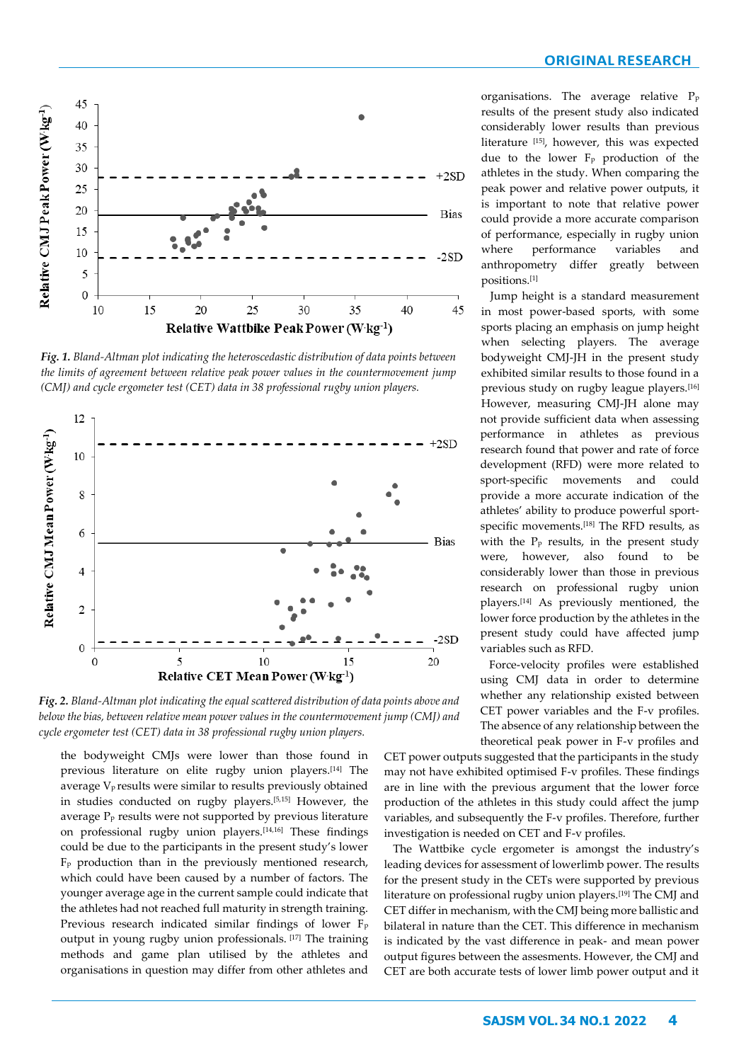*Fig. 1. Bland-Altman plot indicating the heteroscedastic distribution of data points between the limits of agreement between relative peak power values in the countermovement jump (CMJ) and cycle ergometer test (CET) data in 38 professional rugby union players.*

*Fig. 2. Bland-Altman plot indicating the equal scattered distribution of data points above and below the bias, between relative mean power values in the countermovement jump (CMJ) and cycle ergometer test (CET) data in 38 professional rugby union players.*

the bodyweight CMJs were lower than those found in previous literature on elite rugby union players.[14] The average $V_P$ results were similar to results previously obtained in studies conducted on rugby players.[5,15] However, the average $P_P$ results were not supported by previous literature on professional rugby union players.[14,16] These findings could be due to the participants in the present study's lower $F_P$ production than in the previously mentioned research, which could have been caused by a number of factors. The younger average age in the current sample could indicate that the athletes had not reached full maturity in strength training. Previous research indicated similar findings of lower $F_P$ output in young rugby union professionals.[17] The training methods and game plan utilised by the athletes and organisations in question may differ from other athletes and organisations. The average relative $P_P$ results of the present study also indicated considerably lower results than previous literature [15], however, this was expected due to the lower $F_P$ production of the athletes in the study. When comparing the peak power and relative power outputs, it is important to note that relative power could provide a more accurate comparison of performance, especially in rugby union where performance variables and anthropometry differ greatly between positions.[1]

Jump height is a standard measurement in most power-based sports, with some sports placing an emphasis on jump height when selecting players. The average bodyweight CMJ-JH in the present study exhibited similar results to those found in a previous study on rugby league players.[16] However, measuring CMJ-JH alone may not provide sufficient data when assessing performance in athletes as previous research found that power and rate of force development (RFD) were more related to sport-specific movements and could provide a more accurate indication of the athletes' ability to produce powerful sport-specific movements.[18] The RFD results, as with the $P_P$ results, in the present study were, however, also found to be considerably lower than those in previous research on professional rugby union players.[14] As previously mentioned, the lower force production by the athletes in the present study could have affected jump variables such as RFD.

Force-velocity profiles were established using CMJ data in order to determine whether any relationship existed between CET power variables and the F-v profiles. The absence of any relationship between the theoretical peak power in F-v profiles and CET power outputs suggested that the participants in the study may not have exhibited optimised F-v profiles. These findings are in line with the previous argument that the lower force production of the athletes in this study could affect the jump variables, and subsequently the F-v profiles. Therefore, further investigation is needed on CET and F-v profiles.

The Wattbike cycle ergometer is amongst the industry's leading devices for assessment of lowerlimb power. The results for the present study in the CETs were supported by previous literature on professional rugby union players.[19] The CMJ and CET differ in mechanism, with the CMJ being more ballistic and bilateral in nature than the CET. This difference in mechanism is indicated by the vast difference in peak- and mean power output figures between the assessments. However, the CMJ and CET are both accurate tests of lower limb power output and it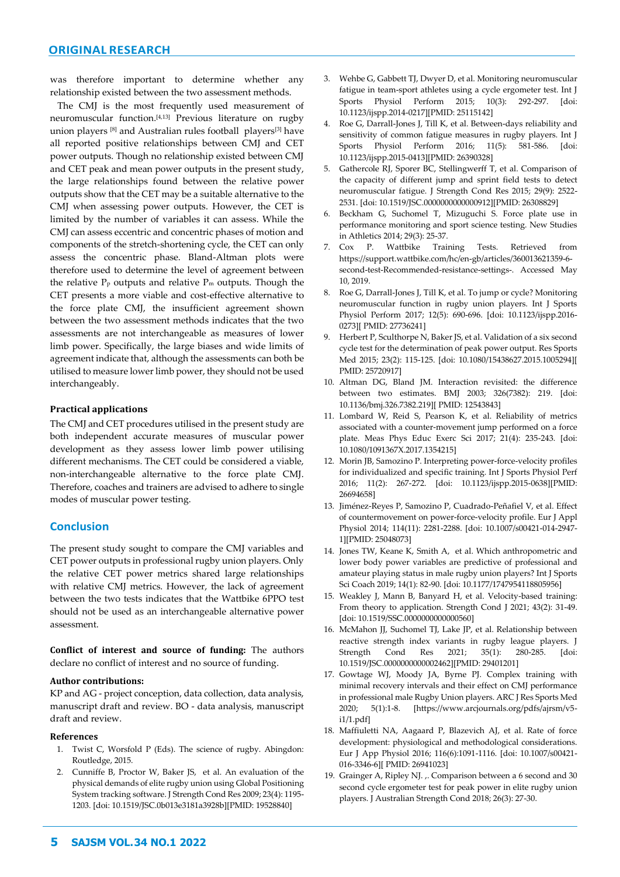was therefore important to determine whether any relationship existed between the two assessment methods.

The CMJ is the most frequently used measurement of neuromuscular function.[4,13] Previous literature on rugby union players [8] and Australian rules football players[3] have all reported positive relationships between CMJ and CET power outputs. Though no relationship existed between CMJ and CET peak and mean power outputs in the present study, the large relationships found between the relative power outputs show that the CET may be a suitable alternative to the CMJ when assessing power outputs. However, the CET is limited by the number of variables it can assess. While the CMJ can assess eccentric and concentric phases of motion and components of the stretch-shortening cycle, the CET can only assess the concentric phase. Bland-Altman plots were therefore used to determine the level of agreement between the relative $P_p$ outputs and relative $P_m$ outputs. Though the CET presents a more viable and cost-effective alternative to the force plate CMJ, the insufficient agreement shown between the two assessment methods indicates that the two assessments are not interchangeable as measures of lower limb power. Specifically, the large biases and wide limits of agreement indicate that, although the assessments can both be utilised to measure lower limb power, they should not be used interchangeably.

### Practical applications

The CMJ and CET procedures utilised in the present study are both independent accurate measures of muscular power development as they assess lower limb power utilising different mechanisms. The CET could be considered a viable, non-interchangeable alternative to the force plate CMJ. Therefore, coaches and trainers are advised to adhere to single modes of muscular power testing.

## Conclusion

The present study sought to compare the CMJ variables and CET power outputs in professional rugby union players. Only the relative CET power metrics shared large relationships with relative CMJ metrics. However, the lack of agreement between the two tests indicates that the Wattbike 6PPO test should not be used as an interchangeable alternative power assessment.

**Conflict of interest and source of funding:** The authors declare no conflict of interest and no source of funding.

**Author contributions:**

KP and AG - project conception, data collection, data analysis, manuscript draft and review. BO - data analysis, manuscript draft and review.

### References

1. Twist C, Worsfold P (Eds). The science of rugby. Abingdon: Routledge, 2015.
2. Cunniffe B, Proctor W, Baker JS, et al. An evaluation of the physical demands of elite rugby union using Global Positioning System tracking software. J Strength Cond Res 2009; 23(4): 1195-1203. [doi: 10.1519/JSC.0b013e3181a3928b][PMID: 19528840]
3. Wehbe G, Gabbett TJ, Dwyer D, et al. Monitoring neuromuscular fatigue in team-sport athletes using a cycle ergometer test. Int J Sports Physiol Perform 2015; 10(3): 292-297. [doi: 10.1123/ijspp.2014-0217][PMID: 25115142]
4. Roe G, Darrall-Jones J, Till K, et al. Between-days reliability and sensitivity of common fatigue measures in rugby players. Int J Sports Physiol Perform 2016; 11(5): 581-586. [doi: 10.1123/ijspp.2015-0413][PMID: 26390328]
5. Gathercole RJ, Sporer BC, Stellingwerff T, et al. Comparison of the capacity of different jump and sprint field tests to detect neuromuscular fatigue. J Strength Cond Res 2015; 29(9): 2522-2531. [doi: 10.1519/JSC.0000000000000912][PMID: 26308829]
6. Beckham G, Suchomel T, Mizuguchi S. Force plate use in performance monitoring and sport science testing. New Studies in Athletics 2014; 29(3): 25-37.
7. Cox P. Wattbike Training Tests. Retrieved from https://support.wattbike.com/hc/en-gb/articles/360013621359-6-second-test-Recommended-resistance-settings-. Accessed May 10, 2019.
8. Roe G, Darrall-Jones J, Till K, et al. To jump or cycle? Monitoring neuromuscular function in rugby union players. Int J Sports Physiol Perform 2017; 12(5): 690-696. [doi: 10.1123/ijspp.2016-0273][ PMID: 27736241]
9. Herbert P, Sculthorpe N, Baker JS, et al. Validation of a six second cycle test for the determination of peak power output. Res Sports Med 2015; 23(2): 115-125. [doi: 10.1080/15438627.2015.1005294][ PMID: 25720917]
10. Altman DG, Bland JM. Interaction revisited: the difference between two estimates. BMJ 2003; 326(7382): 219. [doi: 10.1136/bmj.326.7382.219][ PMID: 12543843]
11. Lombard W, Reid S, Pearson K, et al. Reliability of metrics associated with a counter-movement jump performed on a force plate. Meas Phys Educ Exerc Sci 2017; 21(4): 235-243. [doi: 10.1080/1091367X.2017.1354215]
12. Morin JB, Samozino P. Interpreting power-force-velocity profiles for individualized and specific training. Int J Sports Physiol Perf 2016; 11(2): 267-272. [doi: 10.1123/ijspp.2015-0638][PMID: 26694658]
13. Jiménez-Reyes P, Samozino P, Cuadrado-Peñafiel V, et al. Effect of countermovement on power-force-velocity profile. Eur J Appl Physiol 2014; 114(11): 2281-2288. [doi: 10.1007/s00421-014-2947-1][PMID: 25048073]
14. Jones TW, Keane K, Smith A, et al. Which anthropometric and lower body power variables are predictive of professional and amateur playing status in male rugby union players? Int J Sports Sci Coach 2019; 14(1): 82-90. [doi: 10.1177/1747954118805956]
15. Weakley J, Mann B, Banyard H, et al. Velocity-based training: From theory to application. Strength Cond J 2021; 43(2): 31-49. [doi: 10.1519/SSC.0000000000000560]
16. McMahon JJ, Suchomel TJ, Lake JP, et al. Relationship between reactive strength index variants in rugby league players. J Strength Cond Res 2021; 35(1): 280-285. [doi: 10.1519/JSC.0000000000002462][PMID: 29401201]
17. Gowtage WJ, Moody JA, Byrne PJ. Complex training with minimal recovery intervals and their effect on CMJ performance in professional male Rugby Union players. ARC J Res Sports Med 2020; 5(1):1-8. [https://www.arcjournals.org/pdfs/ajrsm/v5-i1/1.pdf]
18. Maffiuletti NA, Aagaard P, Blazevich AJ, et al. Rate of force development: physiological and methodological considerations. Eur J App Physiol 2016; 116(6):1091-1116. [doi: 10.1007/s00421-016-3346-6][ PMID: 26941023]
19. Grainger A, Ripley NJ. ,. Comparison between a 6 second and 30 second cycle ergometer test for peak power in elite rugby union players. J Australian Strength Cond 2018; 26(3): 27-30.